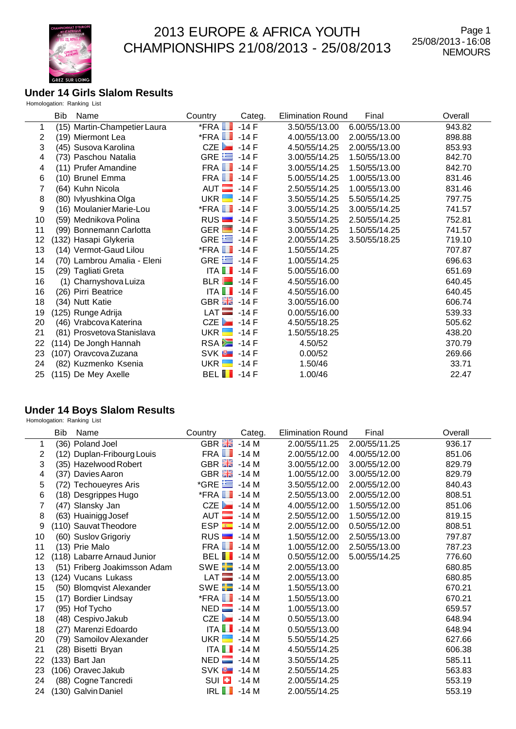# 2013 EUROPE & AFRICA YOUTH CHAMPIONSHIPS 21/08/2013 - 25/08/2013

25/08/2013 - 16:08
NEMOURS

## Under 14 Girls Slalom Results

Homologation: Ranking List

| | Bib | Name | Country | Categ. | Elimination Round | Final | Overall |
|---|---|---|---|---|---|---|---|
| 1 | (15) | Martin-Champetier Laura | *FRA | -14 F | 3.50/55/13.00 | 6.00/55/13.00 | 943.82 |
| 2 | (19) | Miermont Lea | *FRA | -14 F | 4.00/55/13.00 | 2.00/55/13.00 | 898.88 |
| 3 | (45) | Susova Karolina | CZE | -14 F | 4.50/55/14.25 | 2.00/55/13.00 | 853.93 |
| 4 | (73) | Paschou Natalia | GRE | -14 F | 3.00/55/14.25 | 1.50/55/13.00 | 842.70 |
| 4 | (11) | Prufer Amandine | FRA | -14 F | 3.00/55/14.25 | 1.50/55/13.00 | 842.70 |
| 6 | (10) | Brunel Emma | FRA | -14 F | 5.00/55/14.25 | 1.00/55/13.00 | 831.46 |
| 7 | (64) | Kuhn Nicola | AUT | -14 F | 2.50/55/14.25 | 1.00/55/13.00 | 831.46 |
| 8 | (80) | Ivlyushkina Olga | UKR | -14 F | 3.50/55/14.25 | 5.50/55/14.25 | 797.75 |
| 9 | (16) | Moulanier Marie-Lou | *FRA | -14 F | 3.00/55/14.25 | 3.00/55/14.25 | 741.57 |
| 10 | (59) | Mednikova Polina | RUS | -14 F | 3.50/55/14.25 | 2.50/55/14.25 | 752.81 |
| 11 | (99) | Bonnemann Carlotta | GER | -14 F | 3.00/55/14.25 | 1.50/55/14.25 | 741.57 |
| 12 | (132) | Hasapi Glykeria | GRE | -14 F | 2.00/55/14.25 | 3.50/55/18.25 | 719.10 |
| 13 | (14) | Vermot-Gaud Lilou | *FRA | -14 F | 1.50/55/14.25 | | 707.87 |
| 14 | (70) | Lambrou Amalia - Eleni | GRE | -14 F | 1.00/55/14.25 | | 696.63 |
| 15 | (29) | Tagliati Greta | ITA | -14 F | 5.00/55/16.00 | | 651.69 |
| 16 | (1) | Charnyshova Luiza | BLR | -14 F | 4.50/55/16.00 | | 640.45 |
| 16 | (26) | Pirri Beatrice | ITA | -14 F | 4.50/55/16.00 | | 640.45 |
| 18 | (34) | Nutt Katie | GBR | -14 F | 3.00/55/16.00 | | 606.74 |
| 19 | (125) | Runge Adrija | LAT | -14 F | 0.00/55/16.00 | | 539.33 |
| 20 | (46) | Vrabcova Katerina | CZE | -14 F | 4.50/55/18.25 | | 505.62 |
| 21 | (81) | Prosvetova Stanislava | UKR | -14 F | 1.50/55/18.25 | | 438.20 |
| 22 | (114) | De Jongh Hannah | RSA | -14 F | 4.50/52 | | 370.79 |
| 23 | (107) | Oravcova Zuzana | SVK | -14 F | 0.00/52 | | 269.66 |
| 24 | (82) | Kuzmenko Ksenia | UKR | -14 F | 1.50/46 | | 33.71 |
| 25 | (115) | De Mey Axelle | BEL | -14 F | 1.00/46 | | 22.47 |

## Under 14 Boys Slalom Results

Homologation: Ranking List

| | Bib | Name | Country | Categ. | Elimination Round | Final | Overall |
|---|---|---|---|---|---|---|---|
| 1 | (36) | Poland Joel | GBR | -14 M | 2.00/55/11.25 | 2.00/55/11.25 | 936.17 |
| 2 | (12) | Duplan-Fribourg Louis | FRA | -14 M | 2.00/55/12.00 | 4.00/55/12.00 | 851.06 |
| 3 | (35) | Hazelwood Robert | GBR | -14 M | 3.00/55/12.00 | 3.00/55/12.00 | 829.79 |
| 4 | (37) | Davies Aaron | GBR | -14 M | 1.00/55/12.00 | 3.00/55/12.00 | 829.79 |
| 5 | (72) | Techoueyres Aris | *GRE | -14 M | 3.50/55/12.00 | 2.00/55/12.00 | 840.43 |
| 6 | (18) | Desgrippes Hugo | *FRA | -14 M | 2.50/55/13.00 | 2.00/55/12.00 | 808.51 |
| 7 | (47) | Slansky Jan | CZE | -14 M | 4.00/55/12.00 | 1.50/55/12.00 | 851.06 |
| 8 | (63) | Huainigg Josef | AUT | -14 M | 2.50/55/12.00 | 1.50/55/12.00 | 819.15 |
| 9 | (110) | Sauvat Theodore | ESP | -14 M | 2.00/55/12.00 | 0.50/55/12.00 | 808.51 |
| 10 | (60) | Suslov Grigoriy | RUS | -14 M | 1.50/55/12.00 | 2.50/55/13.00 | 797.87 |
| 11 | (13) | Prie Malo | FRA | -14 M | 1.00/55/12.00 | 2.50/55/13.00 | 787.23 |
| 12 | (118) | Labarre Arnaud Junior | BEL | -14 M | 0.50/55/12.00 | 5.00/55/14.25 | 776.60 |
| 13 | (51) | Friberg Joakimsson Adam | SWE | -14 M | 2.00/55/13.00 | | 680.85 |
| 13 | (124) | Vucans Lukass | LAT | -14 M | 2.00/55/13.00 | | 680.85 |
| 15 | (50) | Blomqvist Alexander | SWE | -14 M | 1.50/55/13.00 | | 670.21 |
| 15 | (17) | Bordier Lindsay | *FRA | -14 M | 1.50/55/13.00 | | 670.21 |
| 17 | (95) | Hof Tycho | NED | -14 M | 1.00/55/13.00 | | 659.57 |
| 18 | (48) | Cespivo Jakub | CZE | -14 M | 0.50/55/13.00 | | 648.94 |
| 18 | (27) | Marenzi Edoardo | ITA | -14 M | 0.50/55/13.00 | | 648.94 |
| 20 | (79) | Samoilov Alexander | UKR | -14 M | 5.50/55/14.25 | | 627.66 |
| 21 | (28) | Bisetti Bryan | ITA | -14 M | 4.50/55/14.25 | | 606.38 |
| 22 | (133) | Bart Jan | NED | -14 M | 3.50/55/14.25 | | 585.11 |
| 23 | (106) | Oravec Jakub | SVK | -14 M | 2.50/55/14.25 | | 563.83 |
| 24 | (88) | Cogne Tancredi | SUI | -14 M | 2.00/55/14.25 | | 553.19 |
| 24 | (130) | Galvin Daniel | IRL | -14 M | 2.00/55/14.25 | | 553.19 |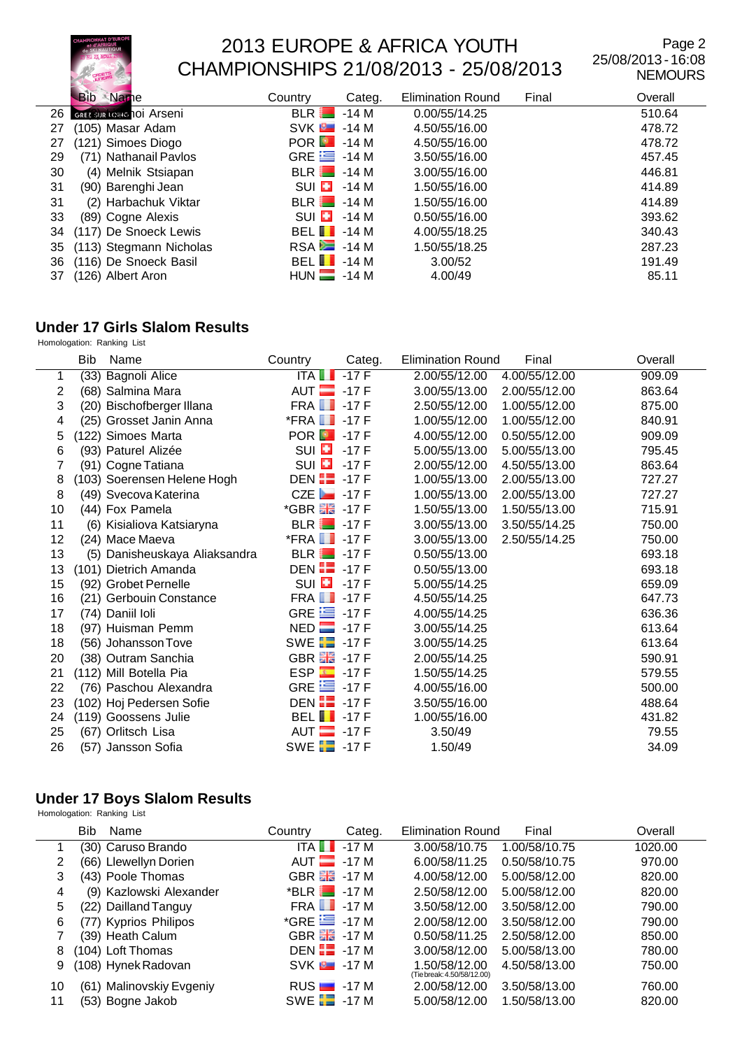| | Bib Name | Country | Categ. | Elimination Round | Final | Overall |
|---|---|---|---|---|---|---|
| 26 | noi Arseni | BLR | -14 M | 0.00/55/14.25 | | 510.64 |
| 27 | (105) Masar Adam | SVK | -14 M | 4.50/55/16.00 | | 478.72 |
| 27 | (121) Simoes Diogo | POR | -14 M | 4.50/55/16.00 | | 478.72 |
| 29 | (71) Nathanail Pavlos | GRE | -14 M | 3.50/55/16.00 | | 457.45 |
| 30 | (4) Melnik Stsiapan | BLR | -14 M | 3.00/55/16.00 | | 446.81 |
| 31 | (90) Barenghi Jean | SUI | -14 M | 1.50/55/16.00 | | 414.89 |
| 31 | (2) Harbachuk Viktar | BLR | -14 M | 1.50/55/16.00 | | 414.89 |
| 33 | (89) Cogne Alexis | SUI | -14 M | 0.50/55/16.00 | | 393.62 |
| 34 | (117) De Snoeck Lewis | BEL | -14 M | 4.00/55/18.25 | | 340.43 |
| 35 | (113) Stegmann Nicholas | RSA | -14 M | 1.50/55/18.25 | | 287.23 |
| 36 | (116) De Snoeck Basil | BEL | -14 M | 3.00/52 | | 191.49 |
| 37 | (126) Albert Aron | HUN | -14 M | 4.00/49 | | 85.11 |

## Under 17 Girls Slalom Results

Homologation: Ranking List

| | Bib | Name | Country | Categ. | Elimination Round | Final | Overall |
|---|---|---|---|---|---|---|---|
| 1 | (33) | Bagnoli Alice | ITA | -17 F | 2.00/55/12.00 | 4.00/55/12.00 | 909.09 |
| 2 | (68) | Salmina Mara | AUT | -17 F | 3.00/55/13.00 | 2.00/55/12.00 | 863.64 |
| 3 | (20) | Bischofberger Illana | FRA | -17 F | 2.50/55/12.00 | 1.00/55/12.00 | 875.00 |
| 4 | (25) | Grosset Janin Anna | *FRA | -17 F | 1.00/55/12.00 | 1.00/55/12.00 | 840.91 |
| 5 | (122) | Simoes Marta | POR | -17 F | 4.00/55/12.00 | 0.50/55/12.00 | 909.09 |
| 6 | (93) | Paturel Alizée | SUI | -17 F | 5.00/55/13.00 | 5.00/55/13.00 | 795.45 |
| 7 | (91) | Cogne Tatiana | SUI | -17 F | 2.00/55/12.00 | 4.50/55/13.00 | 863.64 |
| 8 | (103) | Soerensen Helene Hogh | DEN | -17 F | 1.00/55/13.00 | 2.00/55/13.00 | 727.27 |
| 8 | (49) | Svecova Katerina | CZE | -17 F | 1.00/55/13.00 | 2.00/55/13.00 | 727.27 |
| 10 | (44) | Fox Pamela | *GBR | -17 F | 1.50/55/13.00 | 1.50/55/13.00 | 715.91 |
| 11 | (6) | Kisialiova Katsiaryna | BLR | -17 F | 3.00/55/13.00 | 3.50/55/14.25 | 750.00 |
| 12 | (24) | Mace Maeva | *FRA | -17 F | 3.00/55/13.00 | 2.50/55/14.25 | 750.00 |
| 13 | (5) | Danisheuskaya Aliaksandra | BLR | -17 F | 0.50/55/13.00 | | 693.18 |
| 13 | (101) | Dietrich Amanda | DEN | -17 F | 0.50/55/13.00 | | 693.18 |
| 15 | (92) | Grobet Pernelle | SUI | -17 F | 5.00/55/14.25 | | 659.09 |
| 16 | (21) | Gerbouin Constance | FRA | -17 F | 4.50/55/14.25 | | 647.73 |
| 17 | (74) | Daniil Ioli | GRE | -17 F | 4.00/55/14.25 | | 636.36 |
| 18 | (97) | Huisman Pemm | NED | -17 F | 3.00/55/14.25 | | 613.64 |
| 18 | (56) | Johansson Tove | SWE | -17 F | 3.00/55/14.25 | | 613.64 |
| 20 | (38) | Outram Sanchia | GBR | -17 F | 2.00/55/14.25 | | 590.91 |
| 21 | (112) | Mill Botella Pia | ESP | -17 F | 1.50/55/14.25 | | 579.55 |
| 22 | (76) | Paschou Alexandra | GRE | -17 F | 4.00/55/16.00 | | 500.00 |
| 23 | (102) | Hoj Pedersen Sofie | DEN | -17 F | 3.50/55/16.00 | | 488.64 |
| 24 | (119) | Goossens Julie | BEL | -17 F | 1.00/55/16.00 | | 431.82 |
| 25 | (67) | Orlitsch Lisa | AUT | -17 F | 3.50/49 | | 79.55 |
| 26 | (57) | Jansson Sofia | SWE | -17 F | 1.50/49 | | 34.09 |

## Under 17 Boys Slalom Results

Homologation: Ranking List

| | Bib | Name | Country | Categ. | Elimination Round | Final | Overall |
|---|---|---|---|---|---|---|---|
| 1 | (30) | Caruso Brando | ITA | -17 M | 3.00/58/10.75 | 1.00/58/10.75 | 1020.00 |
| 2 | (66) | Llewellyn Dorien | AUT | -17 M | 6.00/58/11.25 | 0.50/58/10.75 | 970.00 |
| 3 | (43) | Poole Thomas | GBR | -17 M | 4.00/58/12.00 | 5.00/58/12.00 | 820.00 |
| 4 | (9) | Kazlowski Alexander | *BLR | -17 M | 2.50/58/12.00 | 5.00/58/12.00 | 820.00 |
| 5 | (22) | Dailland Tanguy | FRA | -17 M | 3.50/58/12.00 | 3.50/58/12.00 | 790.00 |
| 6 | (77) | Kyprios Philipos | *GRE | -17 M | 2.00/58/12.00 | 3.50/58/12.00 | 790.00 |
| 7 | (39) | Heath Calum | GBR | -17 M | 0.50/58/11.25 | 2.50/58/12.00 | 850.00 |
| 8 | (104) | Loft Thomas | DEN | -17 M | 3.00/58/12.00 | 5.00/58/13.00 | 780.00 |
| 9 | (108) | Hynek Radovan | SVK | -17 M | 1.50/58/12.00 (Tie break: 4.50/58/12.00) | 4.50/58/13.00 | 750.00 |
| 10 | (61) | Malinovskiy Evgeniy | RUS | -17 M | 2.00/58/12.00 | 3.50/58/13.00 | 760.00 |
| 11 | (53) | Bogne Jakob | SWE | -17 M | 5.00/58/12.00 | 1.50/58/13.00 | 820.00 |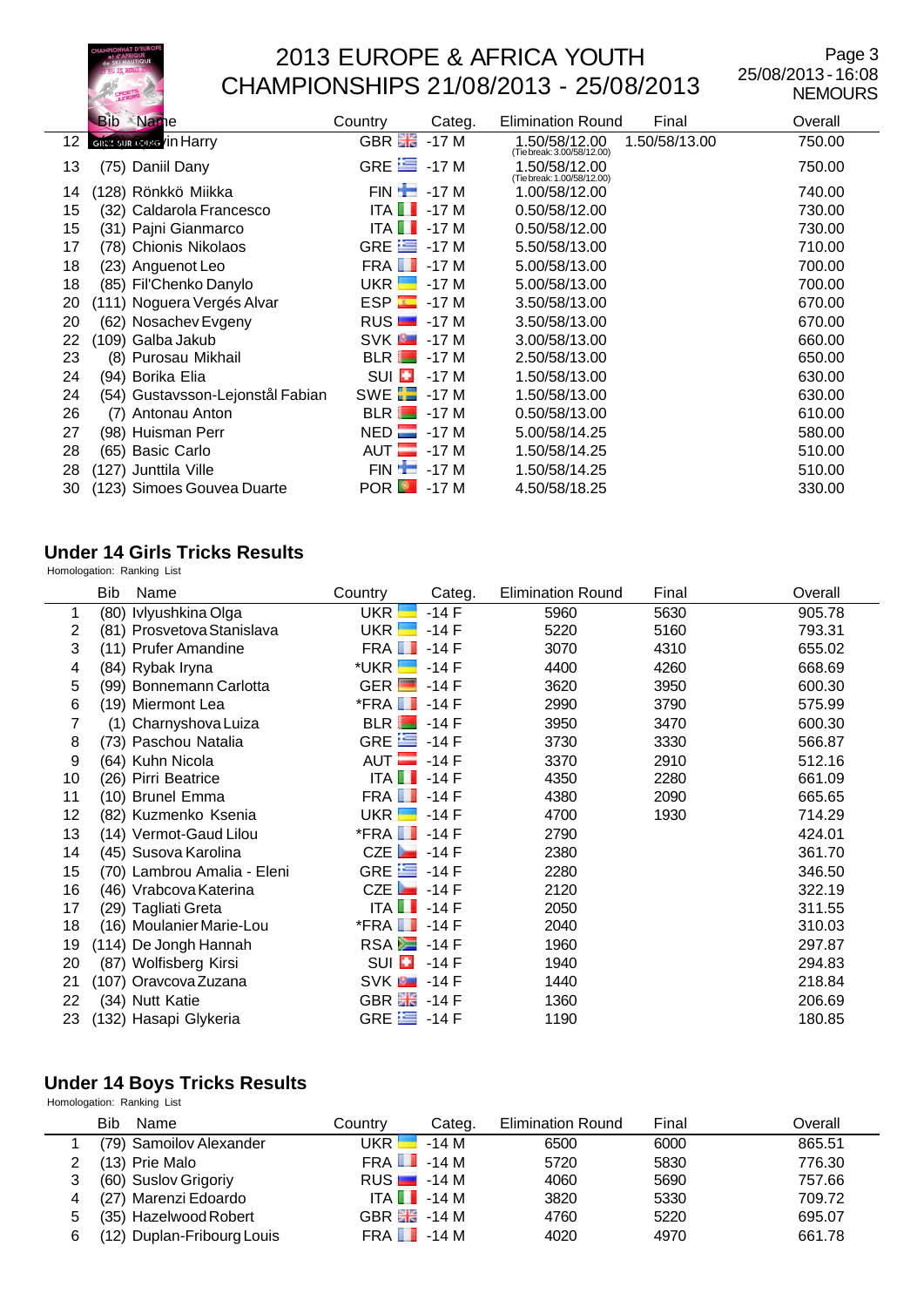| | Bib | Name | Country | Categ. | Elimination Round | Final | Overall |
|---|---|---|---|---|---|---|---|
| 12 | | ...in Harry | GBR | -17 M | 1.50/58/12.00 (Tie break: 3.00/58/12.00) | 1.50/58/13.00 | 750.00 |
| 13 | (75) | Daniil Dany | GRE | -17 M | 1.50/58/12.00 (Tie break: 1.00/58/12.00) | | 750.00 |
| 14 | (128) | Rönkkö Miikka | FIN | -17 M | 1.00/58/12.00 | | 740.00 |
| 15 | (32) | Caldarola Francesco | ITA | -17 M | 0.50/58/12.00 | | 730.00 |
| 15 | (31) | Pajni Gianmarco | ITA | -17 M | 0.50/58/12.00 | | 730.00 |
| 17 | (78) | Chionis Nikolaos | GRE | -17 M | 5.50/58/13.00 | | 710.00 |
| 18 | (23) | Anguenot Leo | FRA | -17 M | 5.00/58/13.00 | | 700.00 |
| 18 | (85) | Fil'Chenko Danylo | UKR | -17 M | 5.00/58/13.00 | | 700.00 |
| 20 | (111) | Noguera Vergés Alvar | ESP | -17 M | 3.50/58/13.00 | | 670.00 |
| 20 | (62) | Nosachev Evgeny | RUS | -17 M | 3.50/58/13.00 | | 670.00 |
| 22 | (109) | Galba Jakub | SVK | -17 M | 3.00/58/13.00 | | 660.00 |
| 23 | (8) | Purosau Mikhail | BLR | -17 M | 2.50/58/13.00 | | 650.00 |
| 24 | (94) | Borika Elia | SUI | -17 M | 1.50/58/13.00 | | 630.00 |
| 24 | (54) | Gustavsson-Lejonstål Fabian | SWE | -17 M | 1.50/58/13.00 | | 630.00 |
| 26 | (7) | Antonau Anton | BLR | -17 M | 0.50/58/13.00 | | 610.00 |
| 27 | (98) | Huisman Perr | NED | -17 M | 5.00/58/14.25 | | 580.00 |
| 28 | (65) | Basic Carlo | AUT | -17 M | 1.50/58/14.25 | | 510.00 |
| 28 | (127) | Junttila Ville | FIN | -17 M | 1.50/58/14.25 | | 510.00 |
| 30 | (123) | Simoes Gouvea Duarte | POR | -17 M | 4.50/58/18.25 | | 330.00 |

## Under 14 Girls Tricks Results

Homologation: Ranking List

| | Bib | Name | Country | Categ. | Elimination Round | Final | Overall |
|---|---|---|---|---|---|---|---|
| 1 | (80) | Ivlyushkina Olga | UKR | -14 F | 5960 | 5630 | 905.78 |
| 2 | (81) | Prosvetova Stanislava | UKR | -14 F | 5220 | 5160 | 793.31 |
| 3 | (11) | Prufer Amandine | FRA | -14 F | 3070 | 4310 | 655.02 |
| 4 | (84) | Rybak Iryna | *UKR | -14 F | 4400 | 4260 | 668.69 |
| 5 | (99) | Bonnemann Carlotta | GER | -14 F | 3620 | 3950 | 600.30 |
| 6 | (19) | Miermont Lea | *FRA | -14 F | 2990 | 3790 | 575.99 |
| 7 | (1) | Charnyshova Luiza | BLR | -14 F | 3950 | 3470 | 600.30 |
| 8 | (73) | Paschou Natalia | GRE | -14 F | 3730 | 3330 | 566.87 |
| 9 | (64) | Kuhn Nicola | AUT | -14 F | 3370 | 2910 | 512.16 |
| 10 | (26) | Pirri Beatrice | ITA | -14 F | 4350 | 2280 | 661.09 |
| 11 | (10) | Brunel Emma | FRA | -14 F | 4380 | 2090 | 665.65 |
| 12 | (82) | Kuzmenko Ksenia | UKR | -14 F | 4700 | 1930 | 714.29 |
| 13 | (14) | Vermot-Gaud Lilou | *FRA | -14 F | 2790 | | 424.01 |
| 14 | (45) | Susova Karolina | CZE | -14 F | 2380 | | 361.70 |
| 15 | (70) | Lambrou Amalia - Eleni | GRE | -14 F | 2280 | | 346.50 |
| 16 | (46) | Vrabcova Katerina | CZE | -14 F | 2120 | | 322.19 |
| 17 | (29) | Tagliati Greta | ITA | -14 F | 2050 | | 311.55 |
| 18 | (16) | Moulanier Marie-Lou | *FRA | -14 F | 2040 | | 310.03 |
| 19 | (114) | De Jongh Hannah | RSA | -14 F | 1960 | | 297.87 |
| 20 | (87) | Wolfisberg Kirsi | SUI | -14 F | 1940 | | 294.83 |
| 21 | (107) | Oravcova Zuzana | SVK | -14 F | 1440 | | 218.84 |
| 22 | (34) | Nutt Katie | GBR | -14 F | 1360 | | 206.69 |
| 23 | (132) | Hasapi Glykeria | GRE | -14 F | 1190 | | 180.85 |

## Under 14 Boys Tricks Results

Homologation: Ranking List

| | Bib | Name | Country | Categ. | Elimination Round | Final | Overall |
|---|---|---|---|---|---|---|---|
| 1 | (79) | Samoilov Alexander | UKR | -14 M | 6500 | 6000 | 865.51 |
| 2 | (13) | Prie Malo | FRA | -14 M | 5720 | 5830 | 776.30 |
| 3 | (60) | Suslov Grigoriy | RUS | -14 M | 4060 | 5690 | 757.66 |
| 4 | (27) | Marenzi Edoardo | ITA | -14 M | 3820 | 5330 | 709.72 |
| 5 | (35) | Hazelwood Robert | GBR | -14 M | 4760 | 5220 | 695.07 |
| 6 | (12) | Duplan-Fribourg Louis | FRA | -14 M | 4020 | 4970 | 661.78 |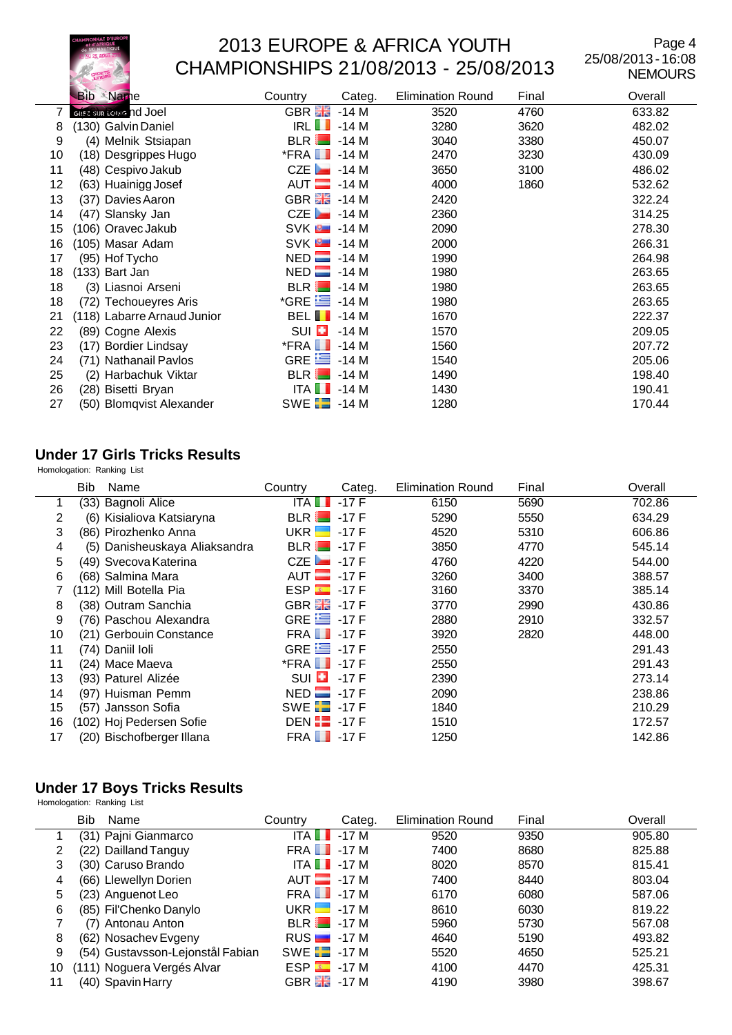| | Bib | Name | Country | Categ. | Elimination Round | Final | Overall |
|---|---|---|---|---|---|---|---|
| 7 | | nd Joel | GBR | -14 M | 3520 | 4760 | 633.82 |
| 8 | (130) | Galvin Daniel | IRL | -14 M | 3280 | 3620 | 482.02 |
| 9 | (4) | Melnik Stsiapan | BLR | -14 M | 3040 | 3380 | 450.07 |
| 10 | (18) | Desgrippes Hugo | *FRA | -14 M | 2470 | 3230 | 430.09 |
| 11 | (48) | Cespivo Jakub | CZE | -14 M | 3650 | 3100 | 486.02 |
| 12 | (63) | Huainigg Josef | AUT | -14 M | 4000 | 1860 | 532.62 |
| 13 | (37) | Davies Aaron | GBR | -14 M | 2420 | | 322.24 |
| 14 | (47) | Slansky Jan | CZE | -14 M | 2360 | | 314.25 |
| 15 | (106) | Oravec Jakub | SVK | -14 M | 2090 | | 278.30 |
| 16 | (105) | Masar Adam | SVK | -14 M | 2000 | | 266.31 |
| 17 | (95) | Hof Tycho | NED | -14 M | 1990 | | 264.98 |
| 18 | (133) | Bart Jan | NED | -14 M | 1980 | | 263.65 |
| 18 | (3) | Liasnoi Arseni | BLR | -14 M | 1980 | | 263.65 |
| 18 | (72) | Techoueyres Aris | *GRE | -14 M | 1980 | | 263.65 |
| 21 | (118) | Labarre Arnaud Junior | BEL | -14 M | 1670 | | 222.37 |
| 22 | (89) | Cogne Alexis | SUI | -14 M | 1570 | | 209.05 |
| 23 | (17) | Bordier Lindsay | *FRA | -14 M | 1560 | | 207.72 |
| 24 | (71) | Nathanail Pavlos | GRE | -14 M | 1540 | | 205.06 |
| 25 | (2) | Harbachuk Viktar | BLR | -14 M | 1490 | | 198.40 |
| 26 | (28) | Bisetti Bryan | ITA | -14 M | 1430 | | 190.41 |
| 27 | (50) | Blomqvist Alexander | SWE | -14 M | 1280 | | 170.44 |

## Under 17 Girls Tricks Results

Homologation: Ranking List

| | Bib | Name | Country | Categ. | Elimination Round | Final | Overall |
|---|---|---|---|---|---|---|---|
| 1 | (33) | Bagnoli Alice | ITA | -17 F | 6150 | 5690 | 702.86 |
| 2 | (6) | Kisialiova Katsiaryna | BLR | -17 F | 5290 | 5550 | 634.29 |
| 3 | (86) | Pirozhenko Anna | UKR | -17 F | 4520 | 5310 | 606.86 |
| 4 | (5) | Danisheuskaya Aliaksandra | BLR | -17 F | 3850 | 4770 | 545.14 |
| 5 | (49) | Svecova Katerina | CZE | -17 F | 4760 | 4220 | 544.00 |
| 6 | (68) | Salmina Mara | AUT | -17 F | 3260 | 3400 | 388.57 |
| 7 | (112) | Mill Botella Pia | ESP | -17 F | 3160 | 3370 | 385.14 |
| 8 | (38) | Outram Sanchia | GBR | -17 F | 3770 | 2990 | 430.86 |
| 9 | (76) | Paschou Alexandra | GRE | -17 F | 2880 | 2910 | 332.57 |
| 10 | (21) | Gerbouin Constance | FRA | -17 F | 3920 | 2820 | 448.00 |
| 11 | (74) | Daniil Ioli | GRE | -17 F | 2550 | | 291.43 |
| 11 | (24) | Mace Maeva | *FRA | -17 F | 2550 | | 291.43 |
| 13 | (93) | Paturel Alizée | SUI | -17 F | 2390 | | 273.14 |
| 14 | (97) | Huisman Pemm | NED | -17 F | 2090 | | 238.86 |
| 15 | (57) | Jansson Sofia | SWE | -17 F | 1840 | | 210.29 |
| 16 | (102) | Hoj Pedersen Sofie | DEN | -17 F | 1510 | | 172.57 |
| 17 | (20) | Bischofberger Illana | FRA | -17 F | 1250 | | 142.86 |

## Under 17 Boys Tricks Results

Homologation: Ranking List

| | Bib | Name | Country | Categ. | Elimination Round | Final | Overall |
|---|---|---|---|---|---|---|---|
| 1 | (31) | Pajni Gianmarco | ITA | -17 M | 9520 | 9350 | 905.80 |
| 2 | (22) | Dailland Tanguy | FRA | -17 M | 7400 | 8680 | 825.88 |
| 3 | (30) | Caruso Brando | ITA | -17 M | 8020 | 8570 | 815.41 |
| 4 | (66) | Llewellyn Dorien | AUT | -17 M | 7400 | 8440 | 803.04 |
| 5 | (23) | Anguenot Leo | FRA | -17 M | 6170 | 6080 | 587.06 |
| 6 | (85) | Fil'Chenko Danylo | UKR | -17 M | 8610 | 6030 | 819.22 |
| 7 | (7) | Antonau Anton | BLR | -17 M | 5960 | 5730 | 567.08 |
| 8 | (62) | Nosachev Evgeny | RUS | -17 M | 4640 | 5190 | 493.82 |
| 9 | (54) | Gustavsson-Lejonstål Fabian | SWE | -17 M | 5520 | 4650 | 525.21 |
| 10 | (111) | Noguera Vergés Alvar | ESP | -17 M | 4100 | 4470 | 425.31 |
| 11 | (40) | Spavin Harry | GBR | -17 M | 4190 | 3980 | 398.67 |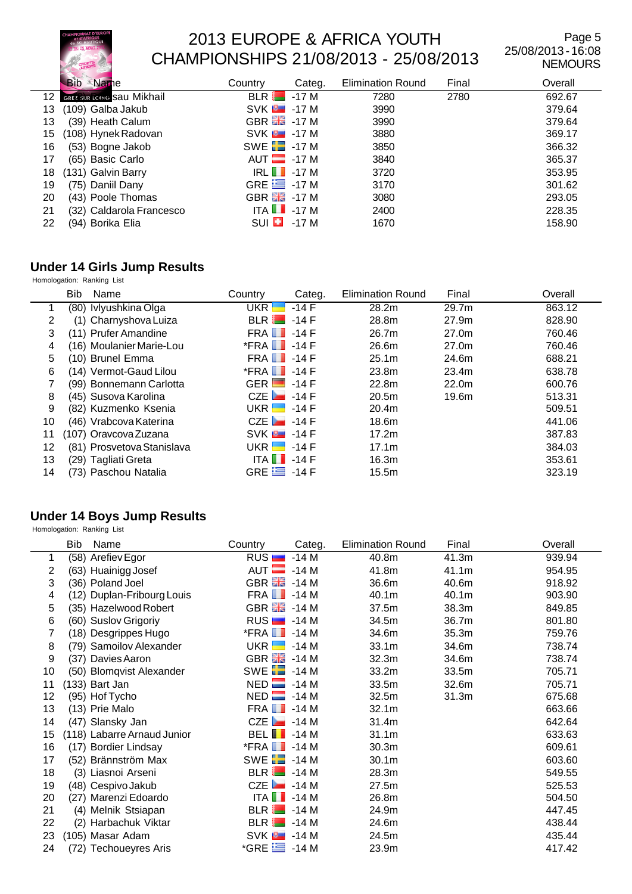# 2013 EUROPE & AFRICA YOUTH CHAMPIONSHIPS 21/08/2013 - 25/08/2013

25/08/2013 - 16:08
NEMOURS

| | Bib Name | Country | Categ. | Elimination Round | Final | Overall |
|---|---|---|---|---|---|---|
| 12 | sau Mikhail | BLR | -17 M | 7280 | 2780 | 692.67 |
| 13 | (109) Galba Jakub | SVK | -17 M | 3990 | | 379.64 |
| 13 | (39) Heath Calum | GBR | -17 M | 3990 | | 379.64 |
| 15 | (108) Hynek Radovan | SVK | -17 M | 3880 | | 369.17 |
| 16 | (53) Bogne Jakob | SWE | -17 M | 3850 | | 366.32 |
| 17 | (65) Basic Carlo | AUT | -17 M | 3840 | | 365.37 |
| 18 | (131) Galvin Barry | IRL | -17 M | 3720 | | 353.95 |
| 19 | (75) Daniil Dany | GRE | -17 M | 3170 | | 301.62 |
| 20 | (43) Poole Thomas | GBR | -17 M | 3080 | | 293.05 |
| 21 | (32) Caldarola Francesco | ITA | -17 M | 2400 | | 228.35 |
| 22 | (94) Borika Elia | SUI | -17 M | 1670 | | 158.90 |

## Under 14 Girls Jump Results

Homologation: Ranking List

| | Bib Name | Country | Categ. | Elimination Round | Final | Overall |
|---|---|---|---|---|---|---|
| 1 | (80) Ivlyushkina Olga | UKR | -14 F | 28.2m | 29.7m | 863.12 |
| 2 | (1) Charnyshova Luiza | BLR | -14 F | 28.8m | 27.9m | 828.90 |
| 3 | (11) Prufer Amandine | FRA | -14 F | 26.7m | 27.0m | 760.46 |
| 4 | (16) Moulanier Marie-Lou | *FRA | -14 F | 26.6m | 27.0m | 760.46 |
| 5 | (10) Brunel Emma | FRA | -14 F | 25.1m | 24.6m | 688.21 |
| 6 | (14) Vermot-Gaud Lilou | *FRA | -14 F | 23.8m | 23.4m | 638.78 |
| 7 | (99) Bonnemann Carlotta | GER | -14 F | 22.8m | 22.0m | 600.76 |
| 8 | (45) Susova Karolina | CZE | -14 F | 20.5m | 19.6m | 513.31 |
| 9 | (82) Kuzmenko Ksenia | UKR | -14 F | 20.4m | | 509.51 |
| 10 | (46) Vrabcova Katerina | CZE | -14 F | 18.6m | | 441.06 |
| 11 | (107) Oravcova Zuzana | SVK | -14 F | 17.2m | | 387.83 |
| 12 | (81) Prosvetova Stanislava | UKR | -14 F | 17.1m | | 384.03 |
| 13 | (29) Tagliati Greta | ITA | -14 F | 16.3m | | 353.61 |
| 14 | (73) Paschou Natalia | GRE | -14 F | 15.5m | | 323.19 |

## Under 14 Boys Jump Results

Homologation: Ranking List

| | Bib Name | Country | Categ. | Elimination Round | Final | Overall |
|---|---|---|---|---|---|---|
| 1 | (58) Arefiev Egor | RUS | -14 M | 40.8m | 41.3m | 939.94 |
| 2 | (63) Huainigg Josef | AUT | -14 M | 41.8m | 41.1m | 954.95 |
| 3 | (36) Poland Joel | GBR | -14 M | 36.6m | 40.6m | 918.92 |
| 4 | (12) Duplan-Fribourg Louis | FRA | -14 M | 40.1m | 40.1m | 903.90 |
| 5 | (35) Hazelwood Robert | GBR | -14 M | 37.5m | 38.3m | 849.85 |
| 6 | (60) Suslov Grigoriy | RUS | -14 M | 34.5m | 36.7m | 801.80 |
| 7 | (18) Desgrippes Hugo | *FRA | -14 M | 34.6m | 35.3m | 759.76 |
| 8 | (79) Samoilov Alexander | UKR | -14 M | 33.1m | 34.6m | 738.74 |
| 9 | (37) Davies Aaron | GBR | -14 M | 32.3m | 34.6m | 738.74 |
| 10 | (50) Blomqvist Alexander | SWE | -14 M | 33.2m | 33.5m | 705.71 |
| 11 | (133) Bart Jan | NED | -14 M | 33.5m | 32.6m | 705.71 |
| 12 | (95) Hof Tycho | NED | -14 M | 32.5m | 31.3m | 675.68 |
| 13 | (13) Prie Malo | FRA | -14 M | 32.1m | | 663.66 |
| 14 | (47) Slansky Jan | CZE | -14 M | 31.4m | | 642.64 |
| 15 | (118) Labarre Arnaud Junior | BEL | -14 M | 31.1m | | 633.63 |
| 16 | (17) Bordier Lindsay | *FRA | -14 M | 30.3m | | 609.61 |
| 17 | (52) Brännström Max | SWE | -14 M | 30.1m | | 603.60 |
| 18 | (3) Liasnoi Arseni | BLR | -14 M | 28.3m | | 549.55 |
| 19 | (48) Cespivo Jakub | CZE | -14 M | 27.5m | | 525.53 |
| 20 | (27) Marenzi Edoardo | ITA | -14 M | 26.8m | | 504.50 |
| 21 | (4) Melnik Stsiapan | BLR | -14 M | 24.9m | | 447.45 |
| 22 | (2) Harbachuk Viktar | BLR | -14 M | 24.6m | | 438.44 |
| 23 | (105) Masar Adam | SVK | -14 M | 24.5m | | 435.44 |
| 24 | (72) Techoueyres Aris | *GRE | -14 M | 23.9m | | 417.42 |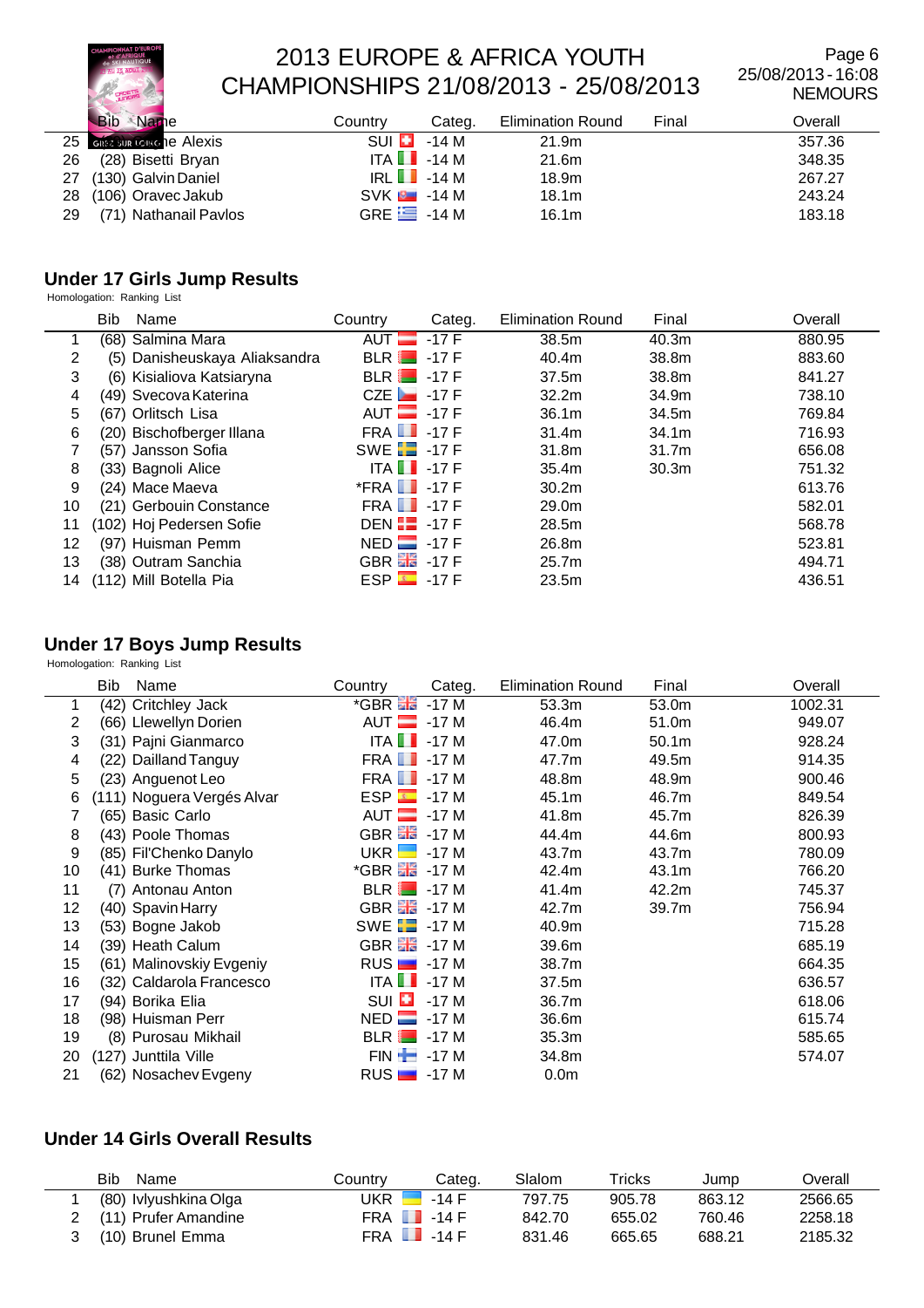| | Bib | Name | Country | Categ. | Elimination Round | Final | Overall |
|---|---|---|---|---|---|---|---|
| 25 | | ...e Alexis | SUI | -14 M | 21.9m | | 357.36 |
| 26 | (28) | Bisetti Bryan | ITA | -14 M | 21.6m | | 348.35 |
| 27 | (130) | Galvin Daniel | IRL | -14 M | 18.9m | | 267.27 |
| 28 | (106) | Oravec Jakub | SVK | -14 M | 18.1m | | 243.24 |
| 29 | (71) | Nathanail Pavlos | GRE | -14 M | 16.1m | | 183.18 |

## Under 17 Girls Jump Results

Homologation: Ranking List

| | Bib | Name | Country | Categ. | Elimination Round | Final | Overall |
|---|---|---|---|---|---|---|---|
| 1 | (68) | Salmina Mara | AUT | -17 F | 38.5m | 40.3m | 880.95 |
| 2 | (5) | Danisheuskaya Aliaksandra | BLR | -17 F | 40.4m | 38.8m | 883.60 |
| 3 | (6) | Kisialiova Katsiaryna | BLR | -17 F | 37.5m | 38.8m | 841.27 |
| 4 | (49) | Svecova Katerina | CZE | -17 F | 32.2m | 34.9m | 738.10 |
| 5 | (67) | Orlitsch Lisa | AUT | -17 F | 36.1m | 34.5m | 769.84 |
| 6 | (20) | Bischofberger Illana | FRA | -17 F | 31.4m | 34.1m | 716.93 |
| 7 | (57) | Jansson Sofia | SWE | -17 F | 31.8m | 31.7m | 656.08 |
| 8 | (33) | Bagnoli Alice | ITA | -17 F | 35.4m | 30.3m | 751.32 |
| 9 | (24) | Mace Maeva | *FRA | -17 F | 30.2m | | 613.76 |
| 10 | (21) | Gerbouin Constance | FRA | -17 F | 29.0m | | 582.01 |
| 11 | (102) | Hoj Pedersen Sofie | DEN | -17 F | 28.5m | | 568.78 |
| 12 | (97) | Huisman Pemm | NED | -17 F | 26.8m | | 523.81 |
| 13 | (38) | Outram Sanchia | GBR | -17 F | 25.7m | | 494.71 |
| 14 | (112) | Mill Botella Pia | ESP | -17 F | 23.5m | | 436.51 |

## Under 17 Boys Jump Results

Homologation: Ranking List

| | Bib | Name | Country | Categ. | Elimination Round | Final | Overall |
|---|---|---|---|---|---|---|---|
| 1 | (42) | Critchley Jack | *GBR | -17 M | 53.3m | 53.0m | 1002.31 |
| 2 | (66) | Llewellyn Dorien | AUT | -17 M | 46.4m | 51.0m | 949.07 |
| 3 | (31) | Pajni Gianmarco | ITA | -17 M | 47.0m | 50.1m | 928.24 |
| 4 | (22) | Dailland Tanguy | FRA | -17 M | 47.7m | 49.5m | 914.35 |
| 5 | (23) | Anguenot Leo | FRA | -17 M | 48.8m | 48.9m | 900.46 |
| 6 | (111) | Noguera Vergés Alvar | ESP | -17 M | 45.1m | 46.7m | 849.54 |
| 7 | (65) | Basic Carlo | AUT | -17 M | 41.8m | 45.7m | 826.39 |
| 8 | (43) | Poole Thomas | GBR | -17 M | 44.4m | 44.6m | 800.93 |
| 9 | (85) | Fil'Chenko Danylo | UKR | -17 M | 43.7m | 43.7m | 780.09 |
| 10 | (41) | Burke Thomas | *GBR | -17 M | 42.4m | 43.1m | 766.20 |
| 11 | (7) | Antonau Anton | BLR | -17 M | 41.4m | 42.2m | 745.37 |
| 12 | (40) | Spavin Harry | GBR | -17 M | 42.7m | 39.7m | 756.94 |
| 13 | (53) | Bogne Jakob | SWE | -17 M | 40.9m | | 715.28 |
| 14 | (39) | Heath Calum | GBR | -17 M | 39.6m | | 685.19 |
| 15 | (61) | Malinovskiy Evgeniy | RUS | -17 M | 38.7m | | 664.35 |
| 16 | (32) | Caldarola Francesco | ITA | -17 M | 37.5m | | 636.57 |
| 17 | (94) | Borika Elia | SUI | -17 M | 36.7m | | 618.06 |
| 18 | (98) | Huisman Perr | NED | -17 M | 36.6m | | 615.74 |
| 19 | (8) | Purosau Mikhail | BLR | -17 M | 35.3m | | 585.65 |
| 20 | (127) | Junttila Ville | FIN | -17 M | 34.8m | | 574.07 |
| 21 | (62) | Nosachev Evgeny | RUS | -17 M | 0.0m | | |

## Under 14 Girls Overall Results

| | Bib | Name | Country | Categ. | Slalom | Tricks | Jump | Overall |
|---|---|---|---|---|---|---|---|---|
| 1 | (80) | Ivlyushkina Olga | UKR | -14 F | 797.75 | 905.78 | 863.12 | 2566.65 |
| 2 | (11) | Prufer Amandine | FRA | -14 F | 842.70 | 655.02 | 760.46 | 2258.18 |
| 3 | (10) | Brunel Emma | FRA | -14 F | 831.46 | 665.65 | 688.21 | 2185.32 |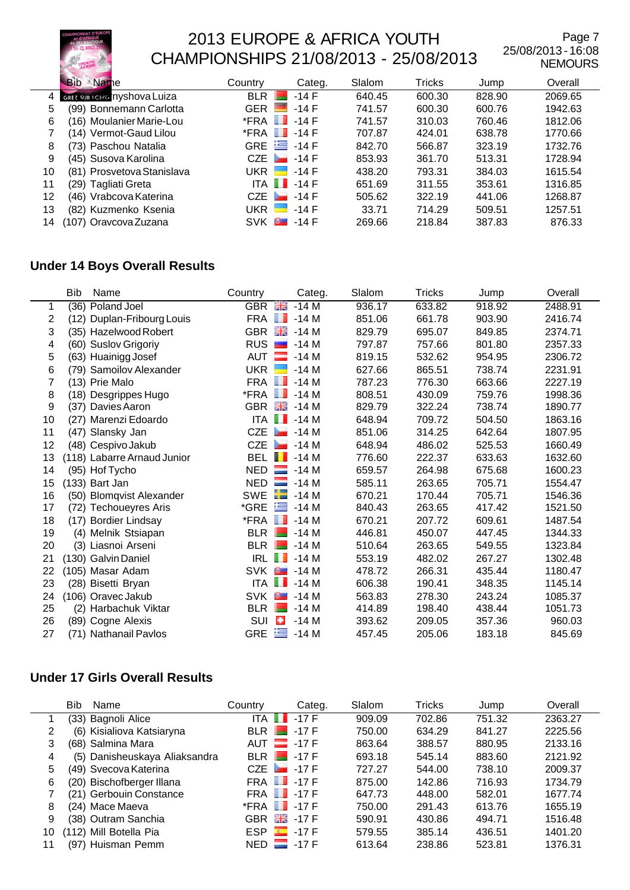# 2013 EUROPE & AFRICA YOUTH CHAMPIONSHIPS 21/08/2013 - 25/08/2013

25/08/2013 - 16:08
NEMOURS

| | Bib Name | Country | Categ. | Slalom | Tricks | Jump | Overall |
|---|---|---|---|---|---|---|---|
| 4 | nyshova Luiza | BLR | -14 F | 640.45 | 600.30 | 828.90 | 2069.65 |
| 5 | (99) Bonnemann Carlotta | GER | -14 F | 741.57 | 600.30 | 600.76 | 1942.63 |
| 6 | (16) Moulanier Marie-Lou | *FRA | -14 F | 741.57 | 310.03 | 760.46 | 1812.06 |
| 7 | (14) Vermot-Gaud Lilou | *FRA | -14 F | 707.87 | 424.01 | 638.78 | 1770.66 |
| 8 | (73) Paschou Natalia | GRE | -14 F | 842.70 | 566.87 | 323.19 | 1732.76 |
| 9 | (45) Susova Karolina | CZE | -14 F | 853.93 | 361.70 | 513.31 | 1728.94 |
| 10 | (81) Prosvetova Stanislava | UKR | -14 F | 438.20 | 793.31 | 384.03 | 1615.54 |
| 11 | (29) Tagliati Greta | ITA | -14 F | 651.69 | 311.55 | 353.61 | 1316.85 |
| 12 | (46) Vrabcova Katerina | CZE | -14 F | 505.62 | 322.19 | 441.06 | 1268.87 |
| 13 | (82) Kuzmenko Ksenia | UKR | -14 F | 33.71 | 714.29 | 509.51 | 1257.51 |
| 14 | (107) Oravcova Zuzana | SVK | -14 F | 269.66 | 218.84 | 387.83 | 876.33 |

## Under 14 Boys Overall Results

| | Bib Name | Country | Categ. | Slalom | Tricks | Jump | Overall |
|---|---|---|---|---|---|---|---|
| 1 | (36) Poland Joel | GBR | -14 M | 936.17 | 633.82 | 918.92 | 2488.91 |
| 2 | (12) Duplan-Fribourg Louis | FRA | -14 M | 851.06 | 661.78 | 903.90 | 2416.74 |
| 3 | (35) Hazelwood Robert | GBR | -14 M | 829.79 | 695.07 | 849.85 | 2374.71 |
| 4 | (60) Suslov Grigoriy | RUS | -14 M | 797.87 | 757.66 | 801.80 | 2357.33 |
| 5 | (63) Huainigg Josef | AUT | -14 M | 819.15 | 532.62 | 954.95 | 2306.72 |
| 6 | (79) Samoilov Alexander | UKR | -14 M | 627.66 | 865.51 | 738.74 | 2231.91 |
| 7 | (13) Prie Malo | FRA | -14 M | 787.23 | 776.30 | 663.66 | 2227.19 |
| 8 | (18) Desgrippes Hugo | *FRA | -14 M | 808.51 | 430.09 | 759.76 | 1998.36 |
| 9 | (37) Davies Aaron | GBR | -14 M | 829.79 | 322.24 | 738.74 | 1890.77 |
| 10 | (27) Marenzi Edoardo | ITA | -14 M | 648.94 | 709.72 | 504.50 | 1863.16 |
| 11 | (47) Slansky Jan | CZE | -14 M | 851.06 | 314.25 | 642.64 | 1807.95 |
| 12 | (48) Cespivo Jakub | CZE | -14 M | 648.94 | 486.02 | 525.53 | 1660.49 |
| 13 | (118) Labarre Arnaud Junior | BEL | -14 M | 776.60 | 222.37 | 633.63 | 1632.60 |
| 14 | (95) Hof Tycho | NED | -14 M | 659.57 | 264.98 | 675.68 | 1600.23 |
| 15 | (133) Bart Jan | NED | -14 M | 585.11 | 263.65 | 705.71 | 1554.47 |
| 16 | (50) Blomqvist Alexander | SWE | -14 M | 670.21 | 170.44 | 705.71 | 1546.36 |
| 17 | (72) Techoueyres Aris | *GRE | -14 M | 840.43 | 263.65 | 417.42 | 1521.50 |
| 18 | (17) Bordier Lindsay | *FRA | -14 M | 670.21 | 207.72 | 609.61 | 1487.54 |
| 19 | (4) Melnik Stsiapan | BLR | -14 M | 446.81 | 450.07 | 447.45 | 1344.33 |
| 20 | (3) Liasnoi Arseni | BLR | -14 M | 510.64 | 263.65 | 549.55 | 1323.84 |
| 21 | (130) Galvin Daniel | IRL | -14 M | 553.19 | 482.02 | 267.27 | 1302.48 |
| 22 | (105) Masar Adam | SVK | -14 M | 478.72 | 266.31 | 435.44 | 1180.47 |
| 23 | (28) Bisetti Bryan | ITA | -14 M | 606.38 | 190.41 | 348.35 | 1145.14 |
| 24 | (106) Oravec Jakub | SVK | -14 M | 563.83 | 278.30 | 243.24 | 1085.37 |
| 25 | (2) Harbachuk Viktar | BLR | -14 M | 414.89 | 198.40 | 438.44 | 1051.73 |
| 26 | (89) Cogne Alexis | SUI | -14 M | 393.62 | 209.05 | 357.36 | 960.03 |
| 27 | (71) Nathanail Pavlos | GRE | -14 M | 457.45 | 205.06 | 183.18 | 845.69 |

## Under 17 Girls Overall Results

| | Bib Name | Country | Categ. | Slalom | Tricks | Jump | Overall |
|---|---|---|---|---|---|---|---|
| 1 | (33) Bagnoli Alice | ITA | -17 F | 909.09 | 702.86 | 751.32 | 2363.27 |
| 2 | (6) Kisialiova Katsiaryna | BLR | -17 F | 750.00 | 634.29 | 841.27 | 2225.56 |
| 3 | (68) Salmina Mara | AUT | -17 F | 863.64 | 388.57 | 880.95 | 2133.16 |
| 4 | (5) Danisheuskaya Aliaksandra | BLR | -17 F | 693.18 | 545.14 | 883.60 | 2121.92 |
| 5 | (49) Svecova Katerina | CZE | -17 F | 727.27 | 544.00 | 738.10 | 2009.37 |
| 6 | (20) Bischofberger Illana | FRA | -17 F | 875.00 | 142.86 | 716.93 | 1734.79 |
| 7 | (21) Gerbouin Constance | FRA | -17 F | 647.73 | 448.00 | 582.01 | 1677.74 |
| 8 | (24) Mace Maeva | *FRA | -17 F | 750.00 | 291.43 | 613.76 | 1655.19 |
| 9 | (38) Outram Sanchia | GBR | -17 F | 590.91 | 430.86 | 494.71 | 1516.48 |
| 10 | (112) Mill Botella Pia | ESP | -17 F | 579.55 | 385.14 | 436.51 | 1401.20 |
| 11 | (97) Huisman Pemm | NED | -17 F | 613.64 | 238.86 | 523.81 | 1376.31 |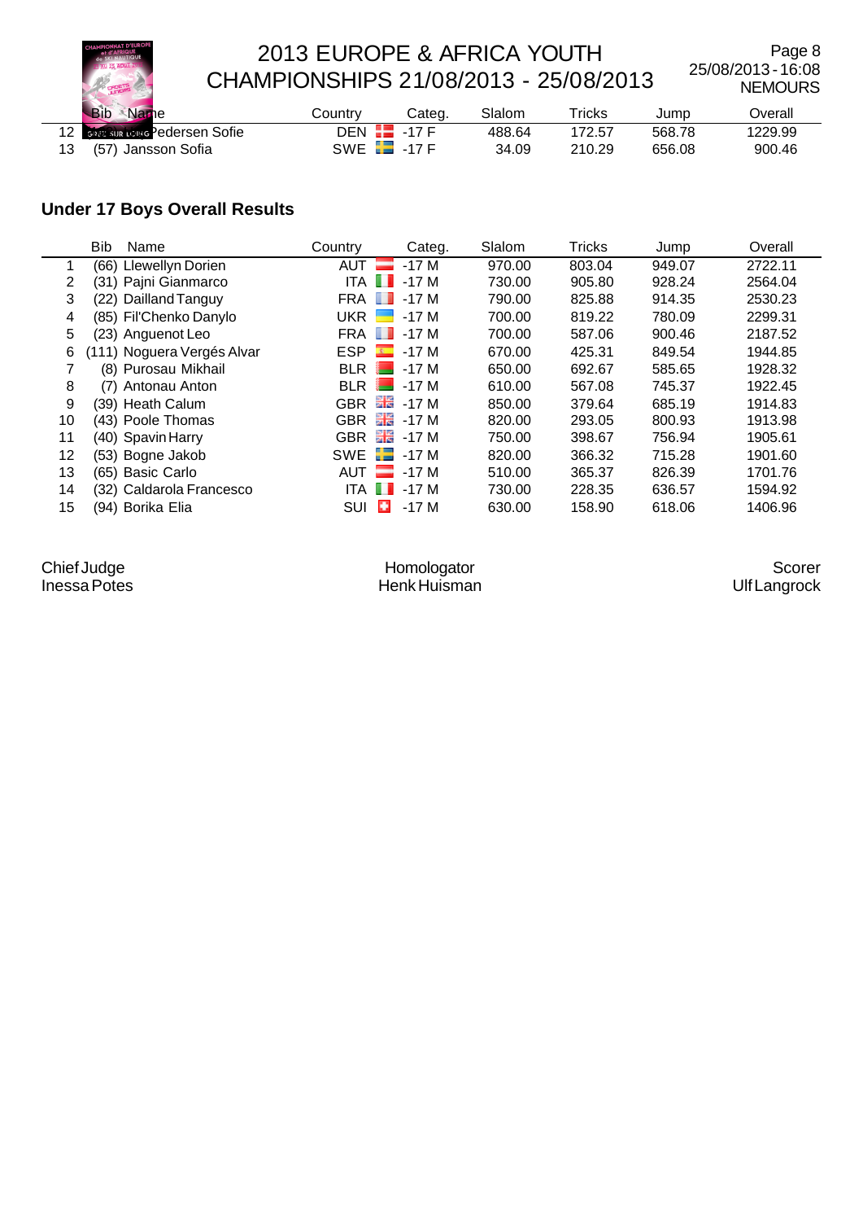| Bib | Name | Country | Categ. | Slalom | Tricks | Jump | Overall |
|---|---|---|---|---|---|---|---|
| 12 | Pedersen Sofie | DEN | -17 F | 488.64 | 172.57 | 568.78 | 1229.99 |
| 13 | (57) Jansson Sofia | SWE | -17 F | 34.09 | 210.29 | 656.08 | 900.46 |

## Under 17 Boys Overall Results

| | Bib | Name | Country | Categ. | Slalom | Tricks | Jump | Overall |
|---|---|---|---|---|---|---|---|---|
| 1 | (66) | Llewellyn Dorien | AUT | -17 M | 970.00 | 803.04 | 949.07 | 2722.11 |
| 2 | (31) | Pajni Gianmarco | ITA | -17 M | 730.00 | 905.80 | 928.24 | 2564.04 |
| 3 | (22) | Dailland Tanguy | FRA | -17 M | 790.00 | 825.88 | 914.35 | 2530.23 |
| 4 | (85) | Fil'Chenko Danylo | UKR | -17 M | 700.00 | 819.22 | 780.09 | 2299.31 |
| 5 | (23) | Anguenot Leo | FRA | -17 M | 700.00 | 587.06 | 900.46 | 2187.52 |
| 6 | (111) | Noguera Vergés Alvar | ESP | -17 M | 670.00 | 425.31 | 849.54 | 1944.85 |
| 7 | (8) | Purosau Mikhail | BLR | -17 M | 650.00 | 692.67 | 585.65 | 1928.32 |
| 8 | (7) | Antonau Anton | BLR | -17 M | 610.00 | 567.08 | 745.37 | 1922.45 |
| 9 | (39) | Heath Calum | GBR | -17 M | 850.00 | 379.64 | 685.19 | 1914.83 |
| 10 | (43) | Poole Thomas | GBR | -17 M | 820.00 | 293.05 | 800.93 | 1913.98 |
| 11 | (40) | Spavin Harry | GBR | -17 M | 750.00 | 398.67 | 756.94 | 1905.61 |
| 12 | (53) | Bogne Jakob | SWE | -17 M | 820.00 | 366.32 | 715.28 | 1901.60 |
| 13 | (65) | Basic Carlo | AUT | -17 M | 510.00 | 365.37 | 826.39 | 1701.76 |
| 14 | (32) | Caldarola Francesco | ITA | -17 M | 730.00 | 228.35 | 636.57 | 1594.92 |
| 15 | (94) | Borika Elia | SUI | -17 M | 630.00 | 158.90 | 618.06 | 1406.96 |

Chief Judge
Inessa Potes

Homologator
Henk Huisman

Scorer
Ulf Langrock